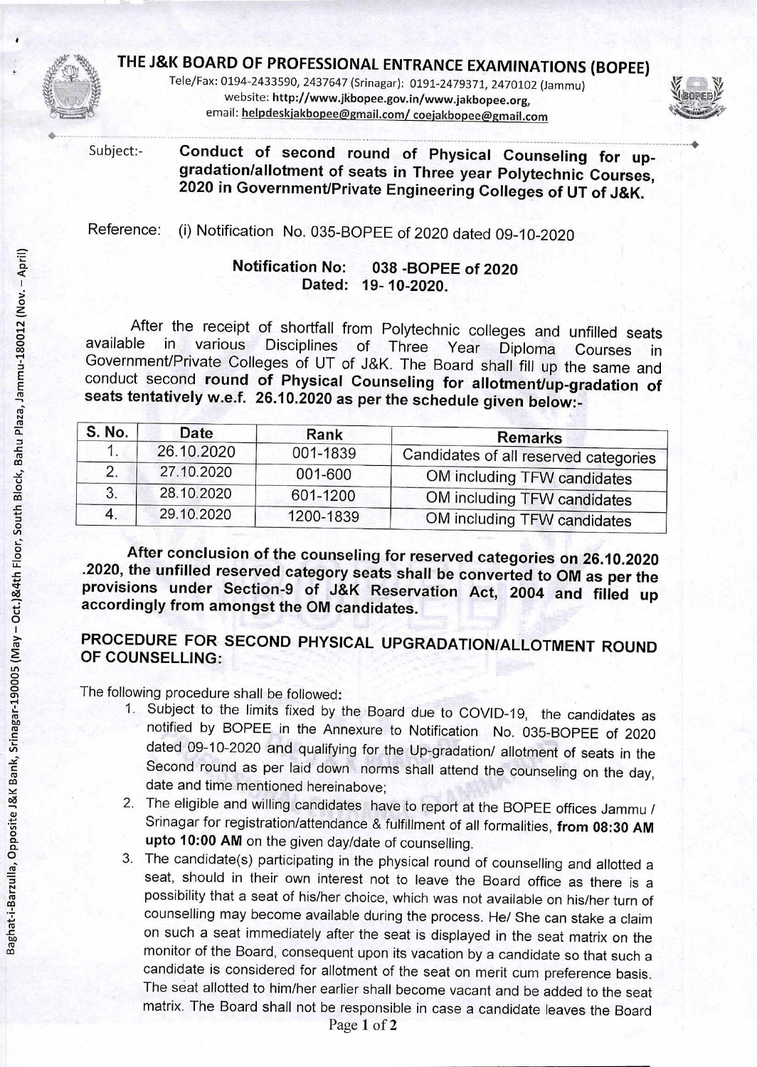# THE J&K BOARD OF PROFESSIONAL ENTRANCE EXAMINATIONS (BOPEE)

Tele/Fax: 0194-2433590, 2437647 (Srinagar): 0191-2479371, 2470102 (Jammu)
website: http://www.jkbopee.gov.in/www.jakbopee.org,
email: helpdeskjakbopee@gmail.com/ coejakbopee@gmail.com

Baghat-i-Barzulla, Opposite J&K Bank, Srinagar-190005 (May – Oct.)&4th Floor, South Block, Bahu Plaza, Jammu-180012 (Nov. – April)

Subject:- **Conduct of second round of Physical Counseling for up-gradation/allotment of seats in Three year Polytechnic Courses, 2020 in Government/Private Engineering Colleges of UT of J&K.**

Reference: (i) Notification No. 035-BOPEE of 2020 dated 09-10-2020

**Notification No: 038 -BOPEE of 2020**
**Dated: 19- 10-2020.**

After the receipt of shortfall from Polytechnic colleges and unfilled seats available in various Disciplines of Three Year Diploma Courses in Government/Private Colleges of UT of J&K. The Board shall fill up the same and conduct second **round of Physical Counseling for allotment/up-gradation of seats tentatively w.e.f. 26.10.2020 as per the schedule given below:-**

| S. No. | Date | Rank | Remarks |
|---|---|---|---|
| 1. | 26.10.2020 | 001-1839 | Candidates of all reserved categories |
| 2. | 27.10.2020 | 001-600 | OM including TFW candidates |
| 3. | 28.10.2020 | 601-1200 | OM including TFW candidates |
| 4. | 29.10.2020 | 1200-1839 | OM including TFW candidates |

**After conclusion of the counseling for reserved categories on 26.10.2020 .2020, the unfilled reserved category seats shall be converted to OM as per the provisions under Section-9 of J&K Reservation Act, 2004 and filled up accordingly from amongst the OM candidates.**

## PROCEDURE FOR SECOND PHYSICAL UPGRADATION/ALLOTMENT ROUND OF COUNSELLING:

The following procedure shall be followed:

1. Subject to the limits fixed by the Board due to COVID-19, the candidates as notified by BOPEE in the Annexure to Notification No. 035-BOPEE of 2020 dated 09-10-2020 and qualifying for the Up-gradation/ allotment of seats in the Second round as per laid down norms shall attend the counseling on the day, date and time mentioned hereinabove;
2. The eligible and willing candidates have to report at the BOPEE offices Jammu / Srinagar for registration/attendance & fulfillment of all formalities, **from 08:30 AM upto 10:00 AM** on the given day/date of counselling.
3. The candidate(s) participating in the physical round of counselling and allotted a seat, should in their own interest not to leave the Board office as there is a possibility that a seat of his/her choice, which was not available on his/her turn of counselling may become available during the process. He/ She can stake a claim on such a seat immediately after the seat is displayed in the seat matrix on the monitor of the Board, consequent upon its vacation by a candidate so that such a candidate is considered for allotment of the seat on merit cum preference basis. The seat allotted to him/her earlier shall become vacant and be added to the seat matrix. The Board shall not be responsible in case a candidate leaves the Board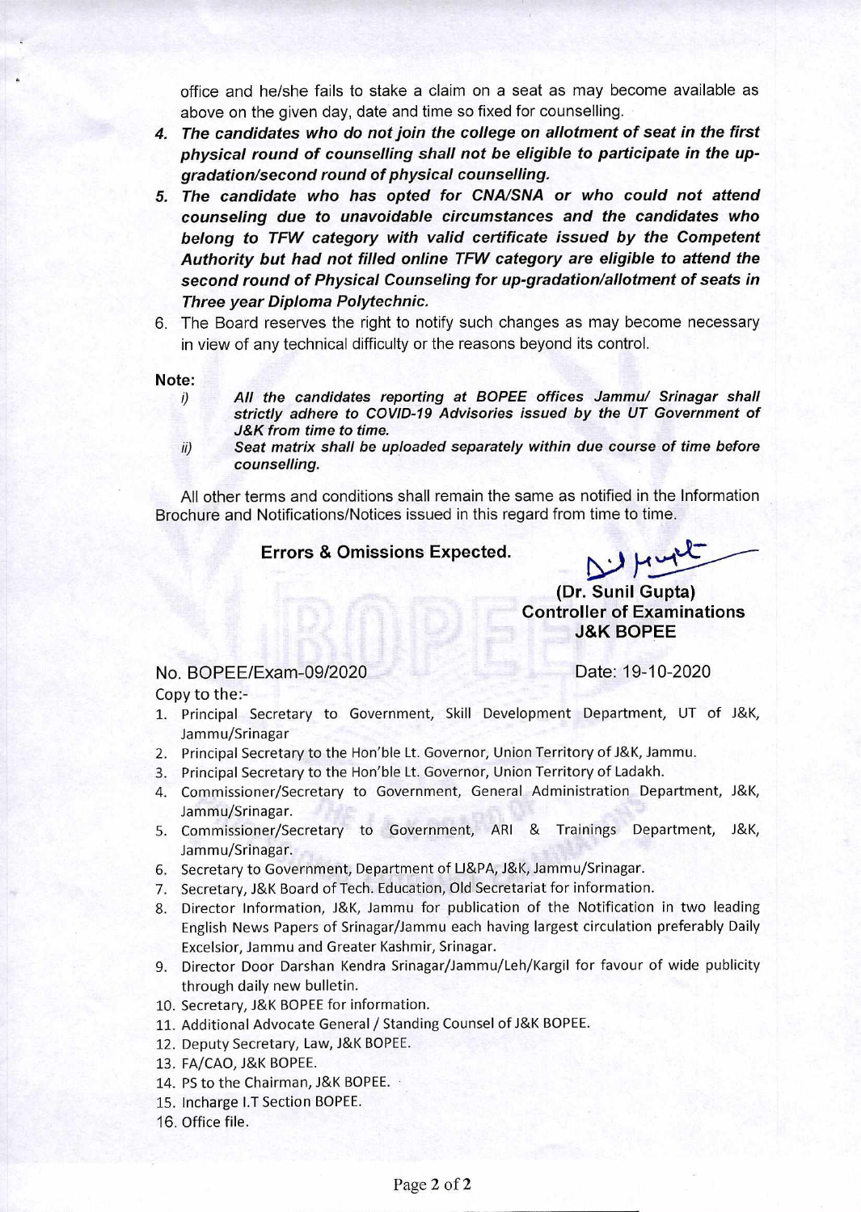office and he/she fails to stake a claim on a seat as may become available as above on the given day, date and time so fixed for counselling.

4. ***The candidates who do not join the college on allotment of seat in the first physical round of counselling shall not be eligible to participate in the up-gradation/second round of physical counselling.***
5. ***The candidate who has opted for CNA/SNA or who could not attend counseling due to unavoidable circumstances and the candidates who belong to TFW category with valid certificate issued by the Competent Authority but had not filled online TFW category are eligible to attend the second round of Physical Counseling for up-gradation/allotment of seats in Three year Diploma Polytechnic.***
6. The Board reserves the right to notify such changes as may become necessary in view of any technical difficulty or the reasons beyond its control.

**Note:**

*i)* ***All the candidates reporting at BOPEE offices Jammu/ Srinagar shall strictly adhere to COVID-19 Advisories issued by the UT Government of J&K from time to time.***

*ii)* ***Seat matrix shall be uploaded separately within due course of time before counselling.***

All other terms and conditions shall remain the same as notified in the Information Brochure and Notifications/Notices issued in this regard from time to time.

**Errors & Omissions Expected.**

**(Dr. Sunil Gupta)**
**Controller of Examinations**
**J&K BOPEE**

No. BOPEE/Exam-09/2020 Date: 19-10-2020

Copy to the:-

1. Principal Secretary to Government, Skill Development Department, UT of J&K, Jammu/Srinagar
2. Principal Secretary to the Hon'ble Lt. Governor, Union Territory of J&K, Jammu.
3. Principal Secretary to the Hon'ble Lt. Governor, Union Territory of Ladakh.
4. Commissioner/Secretary to Government, General Administration Department, J&K, Jammu/Srinagar.
5. Commissioner/Secretary to Government, ARI & Trainings Department, J&K, Jammu/Srinagar.
6. Secretary to Government, Department of LJ&PA, J&K, Jammu/Srinagar.
7. Secretary, J&K Board of Tech. Education, Old Secretariat for information.
8. Director Information, J&K, Jammu for publication of the Notification in two leading English News Papers of Srinagar/Jammu each having largest circulation preferably Daily Excelsior, Jammu and Greater Kashmir, Srinagar.
9. Director Door Darshan Kendra Srinagar/Jammu/Leh/Kargil for favour of wide publicity through daily new bulletin.
10. Secretary, J&K BOPEE for information.
11. Additional Advocate General / Standing Counsel of J&K BOPEE.
12. Deputy Secretary, Law, J&K BOPEE.
13. FA/CAO, J&K BOPEE.
14. PS to the Chairman, J&K BOPEE.
15. Incharge I.T Section BOPEE.
16. Office file.